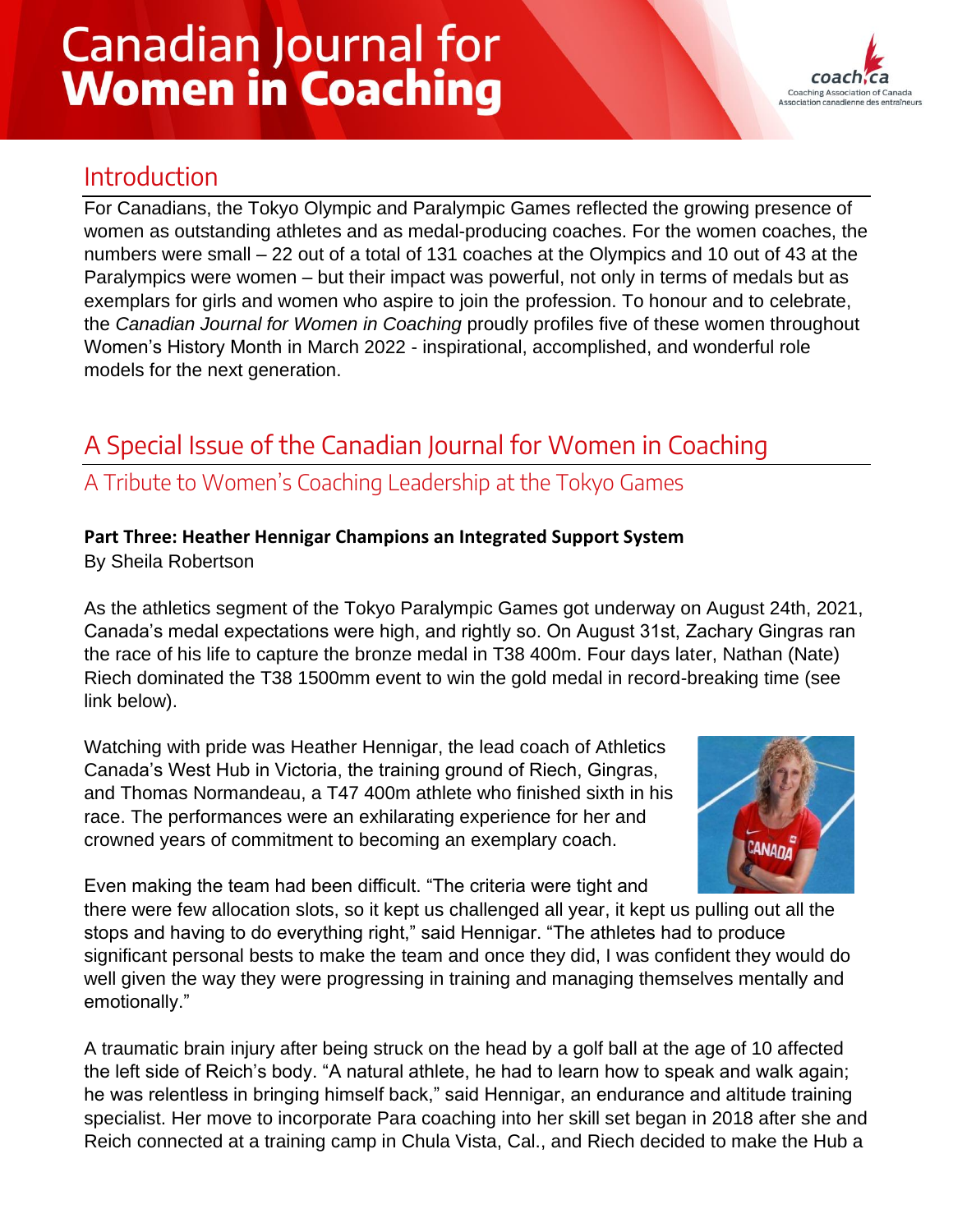# Canadian Journal for Women in Coaching

## Introduction

For Canadians, the Tokyo Olympic and Paralympic Games reflected the growing presence of women as outstanding athletes and as medal-producing coaches. For the women coaches, the numbers were small – 22 out of a total of 131 coaches at the Olympics and 10 out of 43 at the Paralympics were women – but their impact was powerful, not only in terms of medals but as exemplars for girls and women who aspire to join the profession. To honour and to celebrate, the *Canadian Journal for Women in Coaching* proudly profiles five of these women throughout Women's History Month in March 2022 - inspirational, accomplished, and wonderful role models for the next generation.

## A Special Issue of the Canadian Journal for Women in Coaching

### A Tribute to Women's Coaching Leadership at the Tokyo Games

**Part Three: Heather Hennigar Champions an Integrated Support System**

By Sheila Robertson

As the athletics segment of the Tokyo Paralympic Games got underway on August 24th, 2021, Canada's medal expectations were high, and rightly so. On August 31st, Zachary Gingras ran the race of his life to capture the bronze medal in T38 400m. Four days later, Nathan (Nate) Riech dominated the T38 1500mm event to win the gold medal in record-breaking time (see link below).

Watching with pride was Heather Hennigar, the lead coach of Athletics Canada's West Hub in Victoria, the training ground of Riech, Gingras, and Thomas Normandeau, a T47 400m athlete who finished sixth in his race. The performances were an exhilarating experience for her and crowned years of commitment to becoming an exemplary coach.

Even making the team had been difficult. "The criteria were tight and there were few allocation slots, so it kept us challenged all year, it kept us pulling out all the stops and having to do everything right," said Hennigar. "The athletes had to produce significant personal bests to make the team and once they did, I was confident they would do well given the way they were progressing in training and managing themselves mentally and emotionally."

A traumatic brain injury after being struck on the head by a golf ball at the age of 10 affected the left side of Reich's body. "A natural athlete, he had to learn how to speak and walk again; he was relentless in bringing himself back," said Hennigar, an endurance and altitude training specialist. Her move to incorporate Para coaching into her skill set began in 2018 after she and Reich connected at a training camp in Chula Vista, Cal., and Riech decided to make the Hub a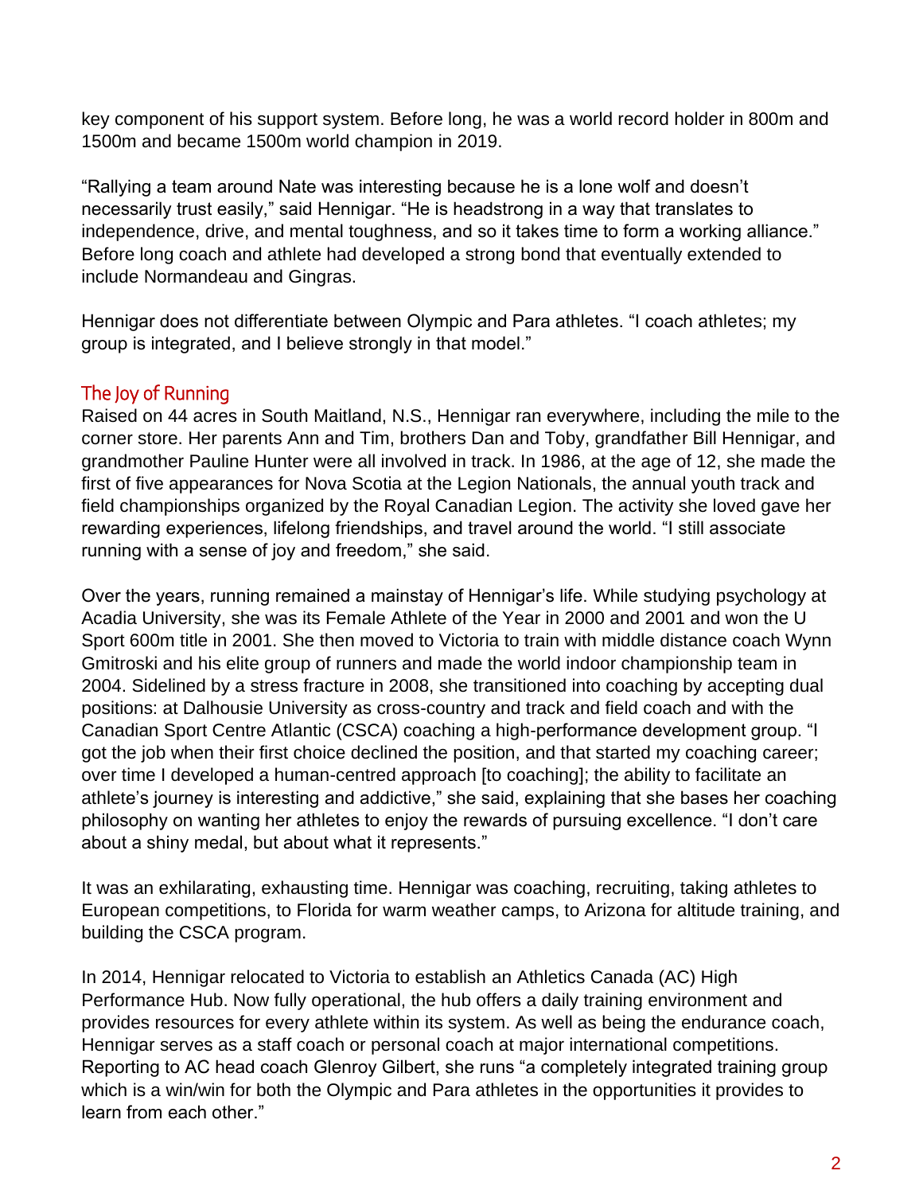key component of his support system. Before long, he was a world record holder in 800m and 1500m and became 1500m world champion in 2019.

“Rallying a team around Nate was interesting because he is a lone wolf and doesn’t necessarily trust easily,” said Hennigar. “He is headstrong in a way that translates to independence, drive, and mental toughness, and so it takes time to form a working alliance.” Before long coach and athlete had developed a strong bond that eventually extended to include Normandeau and Gingras.

Hennigar does not differentiate between Olympic and Para athletes. “I coach athletes; my group is integrated, and I believe strongly in that model.”

## The Joy of Running

Raised on 44 acres in South Maitland, N.S., Hennigar ran everywhere, including the mile to the corner store. Her parents Ann and Tim, brothers Dan and Toby, grandfather Bill Hennigar, and grandmother Pauline Hunter were all involved in track. In 1986, at the age of 12, she made the first of five appearances for Nova Scotia at the Legion Nationals, the annual youth track and field championships organized by the Royal Canadian Legion. The activity she loved gave her rewarding experiences, lifelong friendships, and travel around the world. “I still associate running with a sense of joy and freedom,” she said.

Over the years, running remained a mainstay of Hennigar’s life. While studying psychology at Acadia University, she was its Female Athlete of the Year in 2000 and 2001 and won the U Sport 600m title in 2001. She then moved to Victoria to train with middle distance coach Wynn Gmitroski and his elite group of runners and made the world indoor championship team in 2004. Sidelined by a stress fracture in 2008, she transitioned into coaching by accepting dual positions: at Dalhousie University as cross-country and track and field coach and with the Canadian Sport Centre Atlantic (CSCA) coaching a high-performance development group. “I got the job when their first choice declined the position, and that started my coaching career; over time I developed a human-centred approach [to coaching]; the ability to facilitate an athlete’s journey is interesting and addictive,” she said, explaining that she bases her coaching philosophy on wanting her athletes to enjoy the rewards of pursuing excellence. “I don’t care about a shiny medal, but about what it represents.”

It was an exhilarating, exhausting time. Hennigar was coaching, recruiting, taking athletes to European competitions, to Florida for warm weather camps, to Arizona for altitude training, and building the CSCA program.

In 2014, Hennigar relocated to Victoria to establish an Athletics Canada (AC) High Performance Hub. Now fully operational, the hub offers a daily training environment and provides resources for every athlete within its system. As well as being the endurance coach, Hennigar serves as a staff coach or personal coach at major international competitions. Reporting to AC head coach Glenroy Gilbert, she runs “a completely integrated training group which is a win/win for both the Olympic and Para athletes in the opportunities it provides to learn from each other.”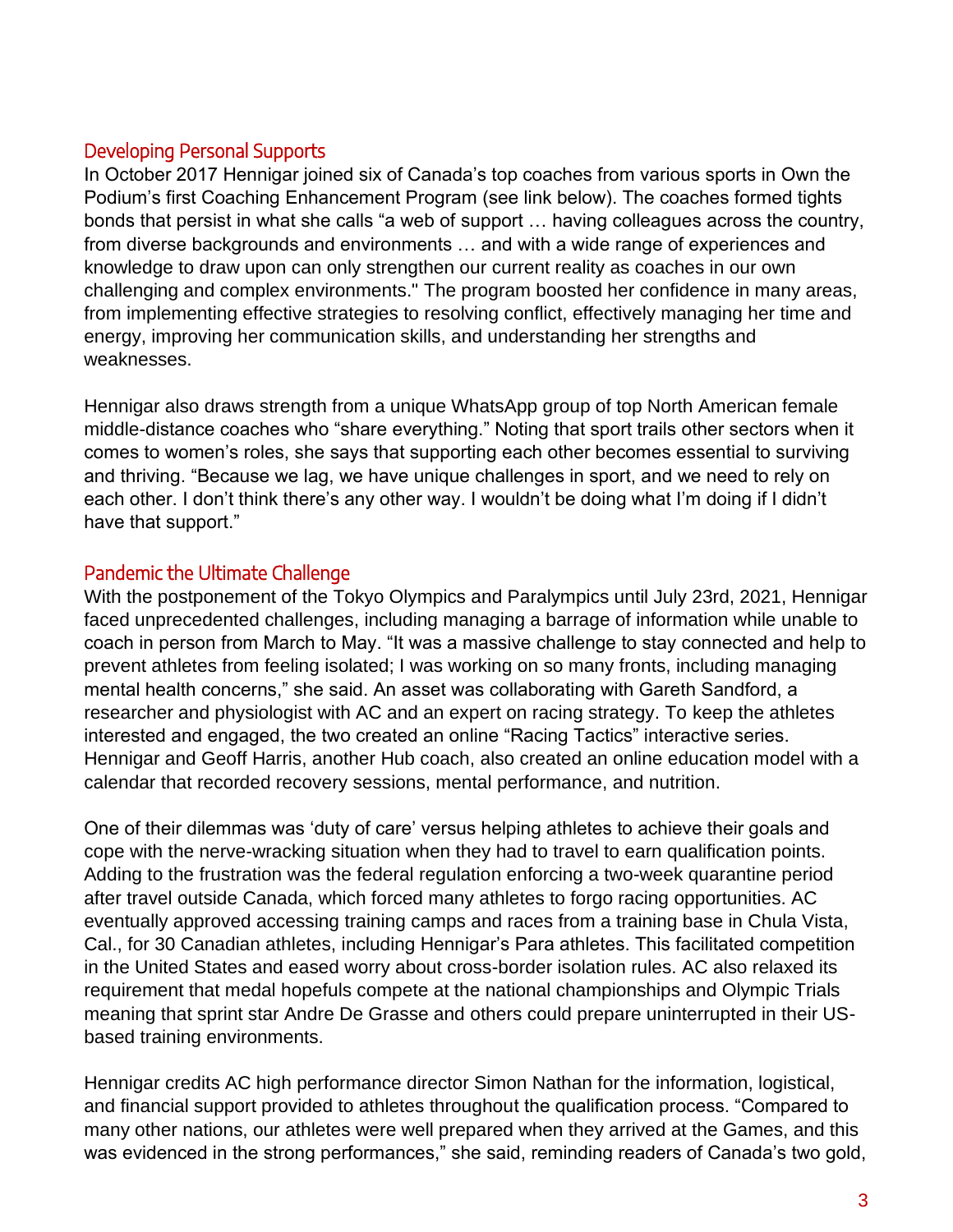## Developing Personal Supports

In October 2017 Hennigar joined six of Canada's top coaches from various sports in Own the Podium's first Coaching Enhancement Program (see link below). The coaches formed tights bonds that persist in what she calls "a web of support … having colleagues across the country, from diverse backgrounds and environments … and with a wide range of experiences and knowledge to draw upon can only strengthen our current reality as coaches in our own challenging and complex environments." The program boosted her confidence in many areas, from implementing effective strategies to resolving conflict, effectively managing her time and energy, improving her communication skills, and understanding her strengths and weaknesses.

Hennigar also draws strength from a unique WhatsApp group of top North American female middle-distance coaches who "share everything." Noting that sport trails other sectors when it comes to women's roles, she says that supporting each other becomes essential to surviving and thriving. "Because we lag, we have unique challenges in sport, and we need to rely on each other. I don't think there's any other way. I wouldn't be doing what I'm doing if I didn't have that support."

## Pandemic the Ultimate Challenge

With the postponement of the Tokyo Olympics and Paralympics until July 23rd, 2021, Hennigar faced unprecedented challenges, including managing a barrage of information while unable to coach in person from March to May. "It was a massive challenge to stay connected and help to prevent athletes from feeling isolated; I was working on so many fronts, including managing mental health concerns," she said. An asset was collaborating with Gareth Sandford, a researcher and physiologist with AC and an expert on racing strategy. To keep the athletes interested and engaged, the two created an online "Racing Tactics" interactive series. Hennigar and Geoff Harris, another Hub coach, also created an online education model with a calendar that recorded recovery sessions, mental performance, and nutrition.

One of their dilemmas was 'duty of care' versus helping athletes to achieve their goals and cope with the nerve-wracking situation when they had to travel to earn qualification points. Adding to the frustration was the federal regulation enforcing a two-week quarantine period after travel outside Canada, which forced many athletes to forgo racing opportunities. AC eventually approved accessing training camps and races from a training base in Chula Vista, Cal., for 30 Canadian athletes, including Hennigar's Para athletes. This facilitated competition in the United States and eased worry about cross-border isolation rules. AC also relaxed its requirement that medal hopefuls compete at the national championships and Olympic Trials meaning that sprint star Andre De Grasse and others could prepare uninterrupted in their US-based training environments.

Hennigar credits AC high performance director Simon Nathan for the information, logistical, and financial support provided to athletes throughout the qualification process. "Compared to many other nations, our athletes were well prepared when they arrived at the Games, and this was evidenced in the strong performances," she said, reminding readers of Canada's two gold,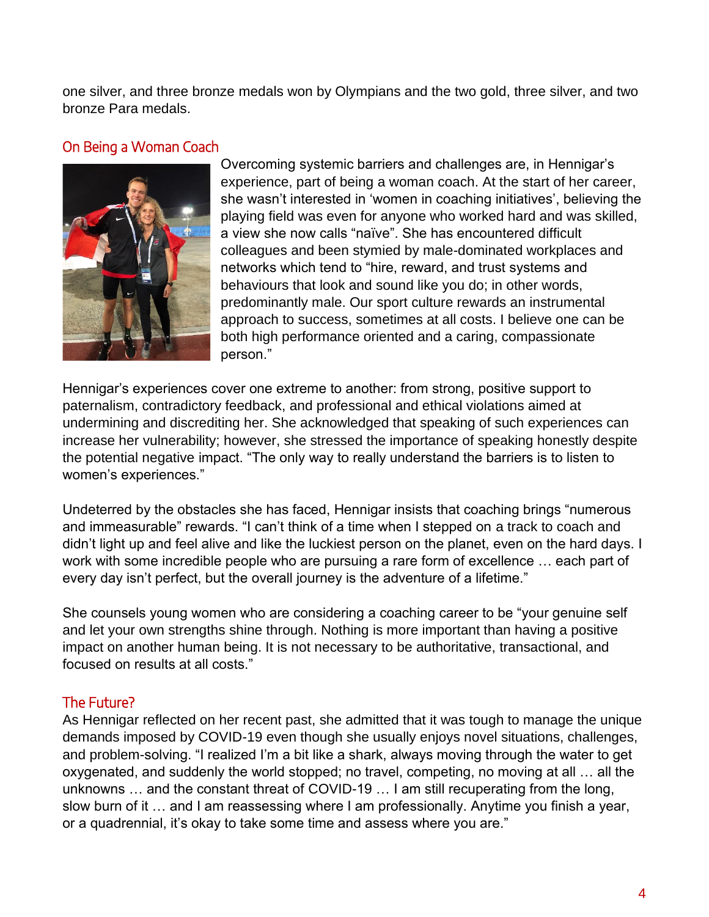one silver, and three bronze medals won by Olympians and the two gold, three silver, and two bronze Para medals.

## On Being a Woman Coach

Overcoming systemic barriers and challenges are, in Hennigar's experience, part of being a woman coach. At the start of her career, she wasn't interested in 'women in coaching initiatives', believing the playing field was even for anyone who worked hard and was skilled, a view she now calls "naïve". She has encountered difficult colleagues and been stymied by male-dominated workplaces and networks which tend to "hire, reward, and trust systems and behaviours that look and sound like you do; in other words, predominantly male. Our sport culture rewards an instrumental approach to success, sometimes at all costs. I believe one can be both high performance oriented and a caring, compassionate person."

Hennigar's experiences cover one extreme to another: from strong, positive support to paternalism, contradictory feedback, and professional and ethical violations aimed at undermining and discrediting her. She acknowledged that speaking of such experiences can increase her vulnerability; however, she stressed the importance of speaking honestly despite the potential negative impact. "The only way to really understand the barriers is to listen to women's experiences."

Undeterred by the obstacles she has faced, Hennigar insists that coaching brings "numerous and immeasurable" rewards. "I can't think of a time when I stepped on a track to coach and didn't light up and feel alive and like the luckiest person on the planet, even on the hard days. I work with some incredible people who are pursuing a rare form of excellence … each part of every day isn't perfect, but the overall journey is the adventure of a lifetime."

She counsels young women who are considering a coaching career to be "your genuine self and let your own strengths shine through. Nothing is more important than having a positive impact on another human being. It is not necessary to be authoritative, transactional, and focused on results at all costs."

## The Future?

As Hennigar reflected on her recent past, she admitted that it was tough to manage the unique demands imposed by COVID-19 even though she usually enjoys novel situations, challenges, and problem-solving. "I realized I'm a bit like a shark, always moving through the water to get oxygenated, and suddenly the world stopped; no travel, competing, no moving at all … all the unknowns … and the constant threat of COVID-19 … I am still recuperating from the long, slow burn of it … and I am reassessing where I am professionally. Anytime you finish a year, or a quadrennial, it's okay to take some time and assess where you are."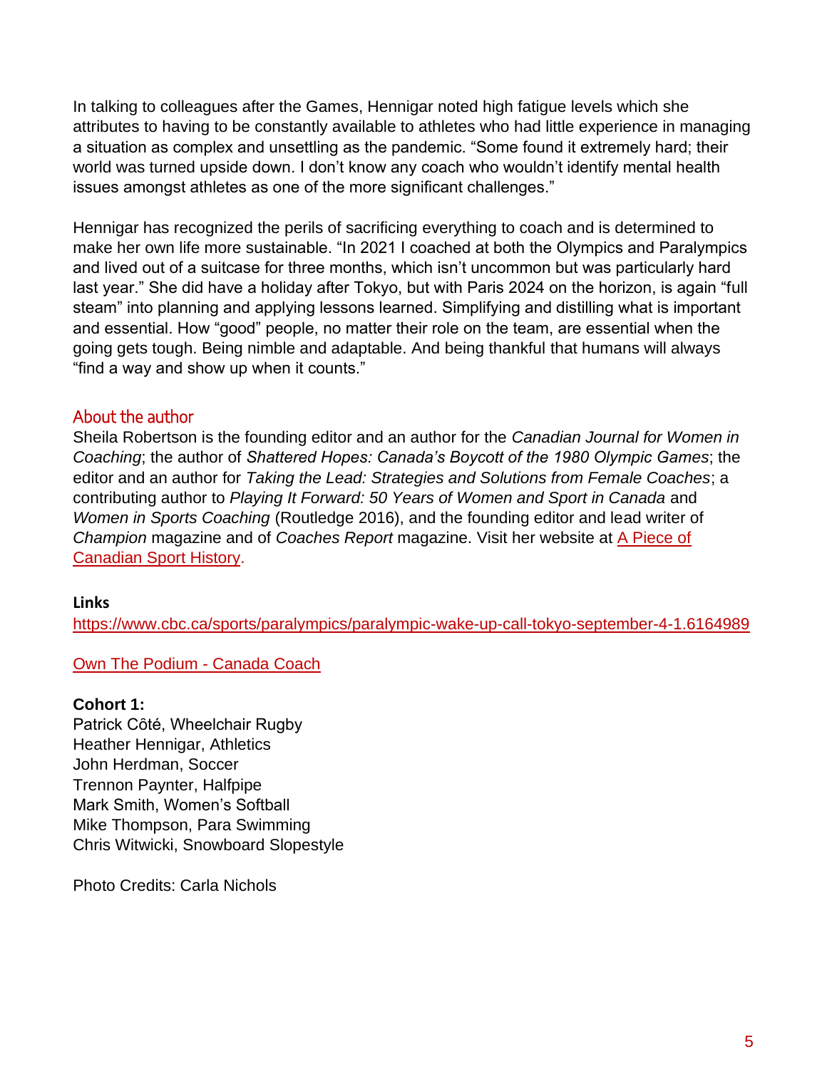In talking to colleagues after the Games, Hennigar noted high fatigue levels which she attributes to having to be constantly available to athletes who had little experience in managing a situation as complex and unsettling as the pandemic. "Some found it extremely hard; their world was turned upside down. I don't know any coach who wouldn't identify mental health issues amongst athletes as one of the more significant challenges."

Hennigar has recognized the perils of sacrificing everything to coach and is determined to make her own life more sustainable. "In 2021 I coached at both the Olympics and Paralympics and lived out of a suitcase for three months, which isn't uncommon but was particularly hard last year." She did have a holiday after Tokyo, but with Paris 2024 on the horizon, is again "full steam" into planning and applying lessons learned. Simplifying and distilling what is important and essential. How "good" people, no matter their role on the team, are essential when the going gets tough. Being nimble and adaptable. And being thankful that humans will always "find a way and show up when it counts."

## About the author

Sheila Robertson is the founding editor and an author for the *Canadian Journal for Women in Coaching*; the author of *Shattered Hopes: Canada's Boycott of the 1980 Olympic Games*; the editor and an author for *Taking the Lead: Strategies and Solutions from Female Coaches*; a contributing author to *Playing It Forward: 50 Years of Women and Sport in Canada* and *Women in Sports Coaching* (Routledge 2016), and the founding editor and lead writer of *Champion* magazine and of *Coaches Report* magazine. Visit her website at A Piece of Canadian Sport History.

**Links**

https://www.cbc.ca/sports/paralympics/paralympic-wake-up-call-tokyo-september-4-1.6164989

Own The Podium - Canada Coach

**Cohort 1:**
Patrick Côté, Wheelchair Rugby
Heather Hennigar, Athletics
John Herdman, Soccer
Trennon Paynter, Halfpipe
Mark Smith, Women's Softball
Mike Thompson, Para Swimming
Chris Witwicki, Snowboard Slopestyle

Photo Credits: Carla Nichols